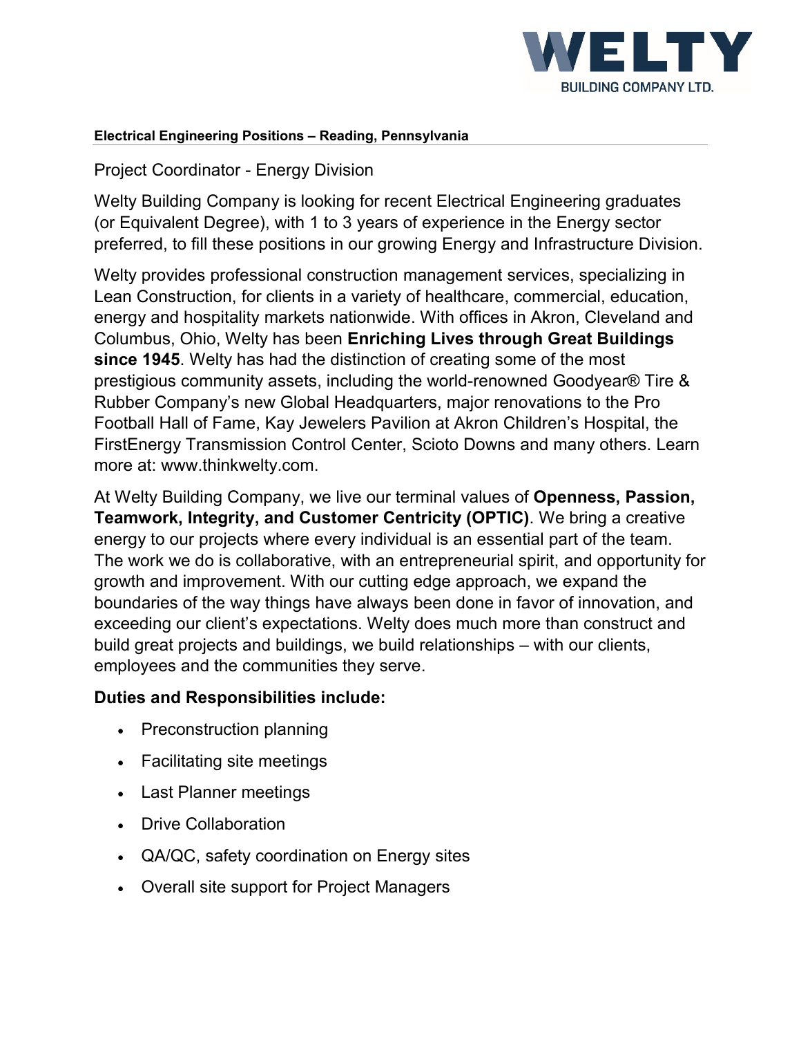WELTY
BUILDING COMPANY LTD.

**Electrical Engineering Positions – Reading, Pennsylvania**

Project Coordinator - Energy Division

Welty Building Company is looking for recent Electrical Engineering graduates (or Equivalent Degree), with 1 to 3 years of experience in the Energy sector preferred, to fill these positions in our growing Energy and Infrastructure Division.

Welty provides professional construction management services, specializing in Lean Construction, for clients in a variety of healthcare, commercial, education, energy and hospitality markets nationwide. With offices in Akron, Cleveland and Columbus, Ohio, Welty has been **Enriching Lives through Great Buildings since 1945**. Welty has had the distinction of creating some of the most prestigious community assets, including the world-renowned Goodyear® Tire & Rubber Company's new Global Headquarters, major renovations to the Pro Football Hall of Fame, Kay Jewelers Pavilion at Akron Children's Hospital, the FirstEnergy Transmission Control Center, Scioto Downs and many others. Learn more at: www.thinkwelty.com.

At Welty Building Company, we live our terminal values of **Openness, Passion, Teamwork, Integrity, and Customer Centricity (OPTIC)**. We bring a creative energy to our projects where every individual is an essential part of the team. The work we do is collaborative, with an entrepreneurial spirit, and opportunity for growth and improvement. With our cutting edge approach, we expand the boundaries of the way things have always been done in favor of innovation, and exceeding our client's expectations. Welty does much more than construct and build great projects and buildings, we build relationships – with our clients, employees and the communities they serve.

**Duties and Responsibilities include:**

- Preconstruction planning
- Facilitating site meetings
- Last Planner meetings
- Drive Collaboration
- QA/QC, safety coordination on Energy sites
- Overall site support for Project Managers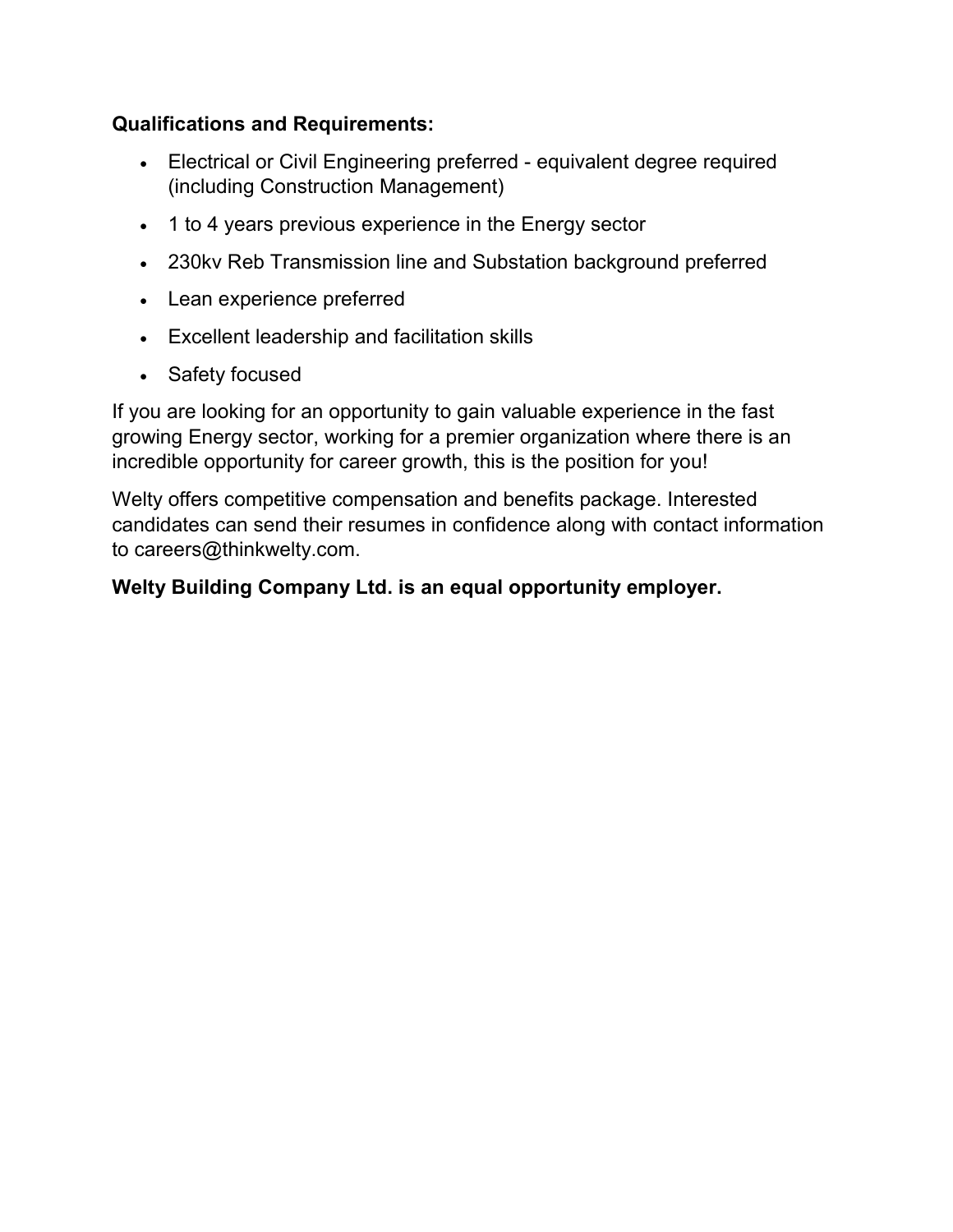**Qualifications and Requirements:**

- Electrical or Civil Engineering preferred - equivalent degree required (including Construction Management)
- 1 to 4 years previous experience in the Energy sector
- 230kv Reb Transmission line and Substation background preferred
- Lean experience preferred
- Excellent leadership and facilitation skills
- Safety focused

If you are looking for an opportunity to gain valuable experience in the fast growing Energy sector, working for a premier organization where there is an incredible opportunity for career growth, this is the position for you!

Welty offers competitive compensation and benefits package. Interested candidates can send their resumes in confidence along with contact information to careers@thinkwelty.com.

**Welty Building Company Ltd. is an equal opportunity employer.**